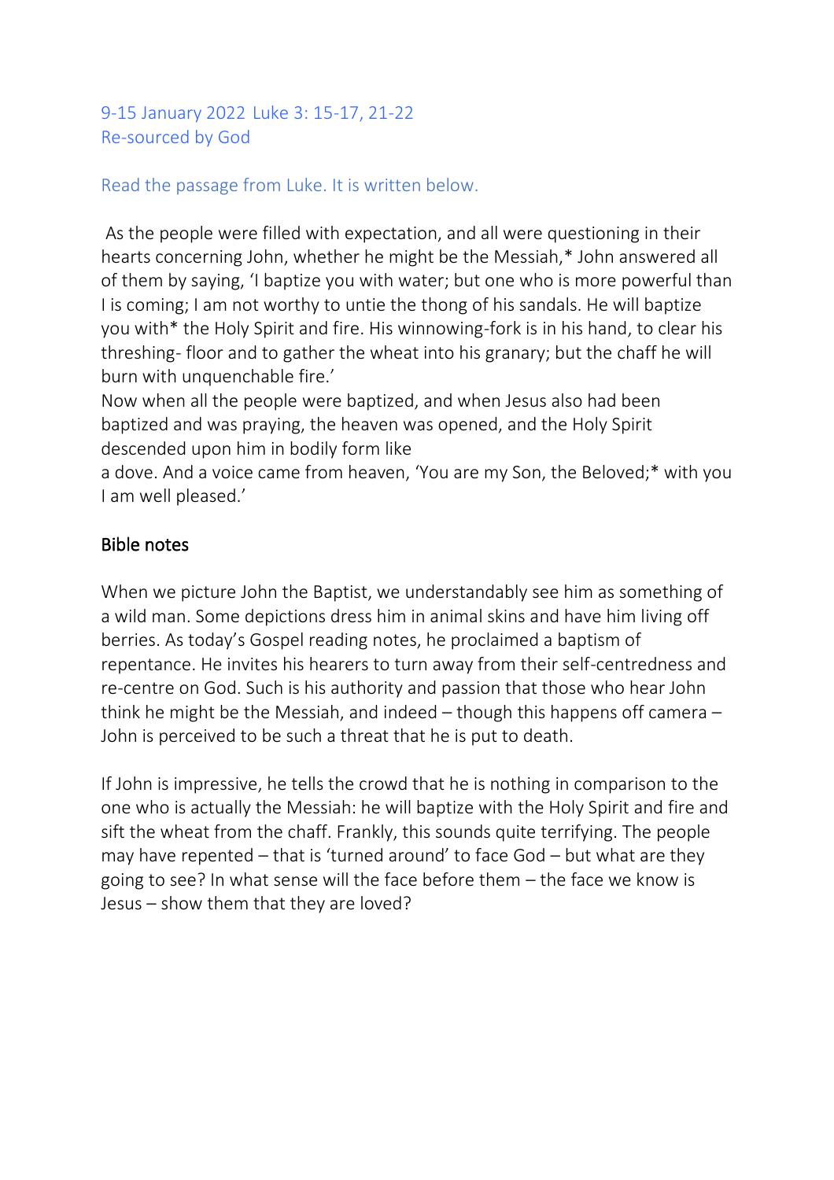9-15 January 2022 Luke 3: 15-17, 21-22
Re-sourced by God

Read the passage from Luke. It is written below.

As the people were filled with expectation, and all were questioning in their hearts concerning John, whether he might be the Messiah,* John answered all of them by saying, 'I baptize you with water; but one who is more powerful than I is coming; I am not worthy to untie the thong of his sandals. He will baptize you with* the Holy Spirit and fire. His winnowing-fork is in his hand, to clear his threshing- floor and to gather the wheat into his granary; but the chaff he will burn with unquenchable fire.'
Now when all the people were baptized, and when Jesus also had been baptized and was praying, the heaven was opened, and the Holy Spirit descended upon him in bodily form like
a dove. And a voice came from heaven, 'You are my Son, the Beloved;* with you I am well pleased.'

## Bible notes

When we picture John the Baptist, we understandably see him as something of a wild man. Some depictions dress him in animal skins and have him living off berries. As today's Gospel reading notes, he proclaimed a baptism of repentance. He invites his hearers to turn away from their self-centredness and re-centre on God. Such is his authority and passion that those who hear John think he might be the Messiah, and indeed – though this happens off camera – John is perceived to be such a threat that he is put to death.

If John is impressive, he tells the crowd that he is nothing in comparison to the one who is actually the Messiah: he will baptize with the Holy Spirit and fire and sift the wheat from the chaff. Frankly, this sounds quite terrifying. The people may have repented – that is 'turned around' to face God – but what are they going to see? In what sense will the face before them – the face we know is Jesus – show them that they are loved?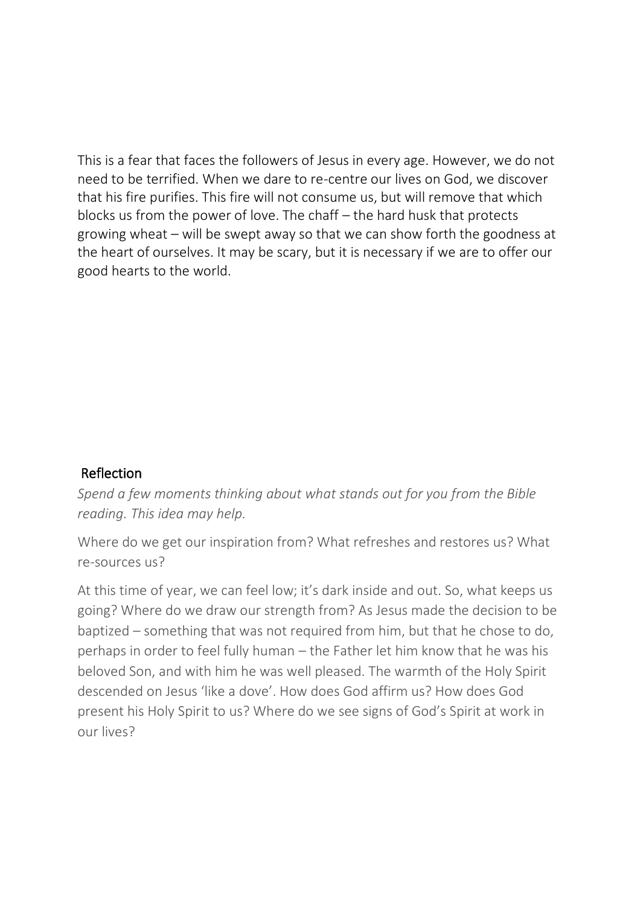This is a fear that faces the followers of Jesus in every age. However, we do not need to be terrified. When we dare to re-centre our lives on God, we discover that his fire purifies. This fire will not consume us, but will remove that which blocks us from the power of love. The chaff – the hard husk that protects growing wheat – will be swept away so that we can show forth the goodness at the heart of ourselves. It may be scary, but it is necessary if we are to offer our good hearts to the world.

## Reflection

*Spend a few moments thinking about what stands out for you from the Bible reading. This idea may help.*

Where do we get our inspiration from? What refreshes and restores us? What re-sources us?

At this time of year, we can feel low; it's dark inside and out. So, what keeps us going? Where do we draw our strength from? As Jesus made the decision to be baptized – something that was not required from him, but that he chose to do, perhaps in order to feel fully human – the Father let him know that he was his beloved Son, and with him he was well pleased. The warmth of the Holy Spirit descended on Jesus 'like a dove'. How does God affirm us? How does God present his Holy Spirit to us? Where do we see signs of God's Spirit at work in our lives?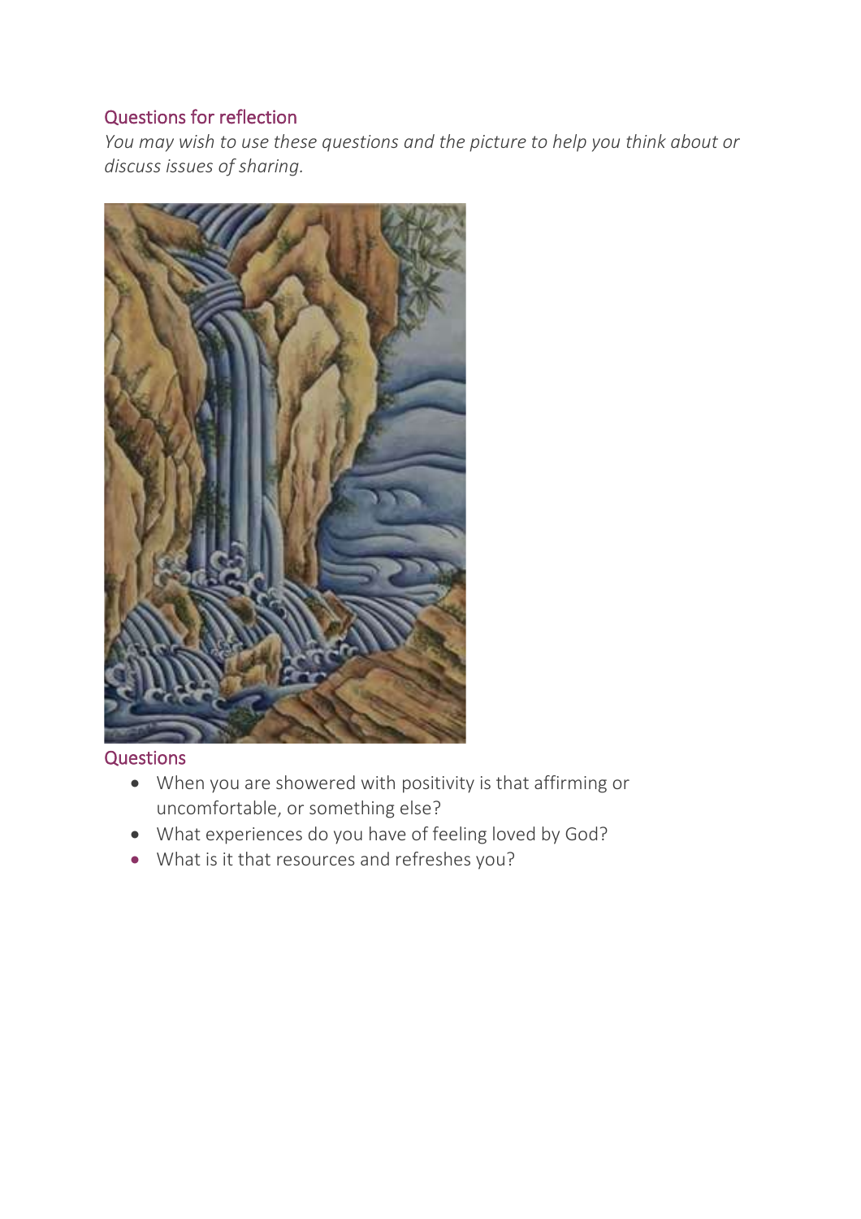## Questions for reflection

*You may wish to use these questions and the picture to help you think about or discuss issues of sharing.*

## Questions

- When you are showered with positivity is that affirming or uncomfortable, or something else?
- What experiences do you have of feeling loved by God?
- What is it that resources and refreshes you?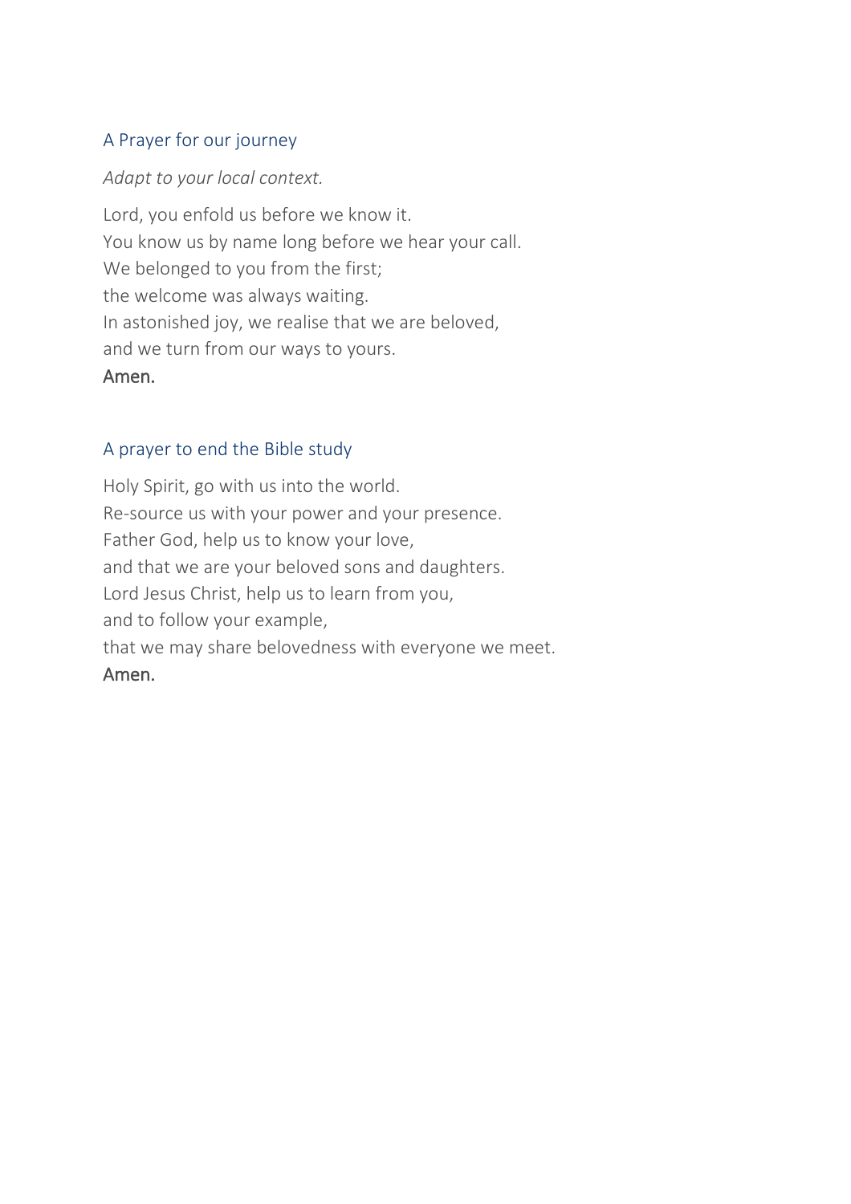## A Prayer for our journey

*Adapt to your local context.*

Lord, you enfold us before we know it.
You know us by name long before we hear your call.
We belonged to you from the first;
the welcome was always waiting.
In astonished joy, we realise that we are beloved,
and we turn from our ways to yours.
**Amen.**

## A prayer to end the Bible study

Holy Spirit, go with us into the world.
Re-source us with your power and your presence.
Father God, help us to know your love,
and that we are your beloved sons and daughters.
Lord Jesus Christ, help us to learn from you,
and to follow your example,
that we may share belovedness with everyone we meet.
**Amen.**